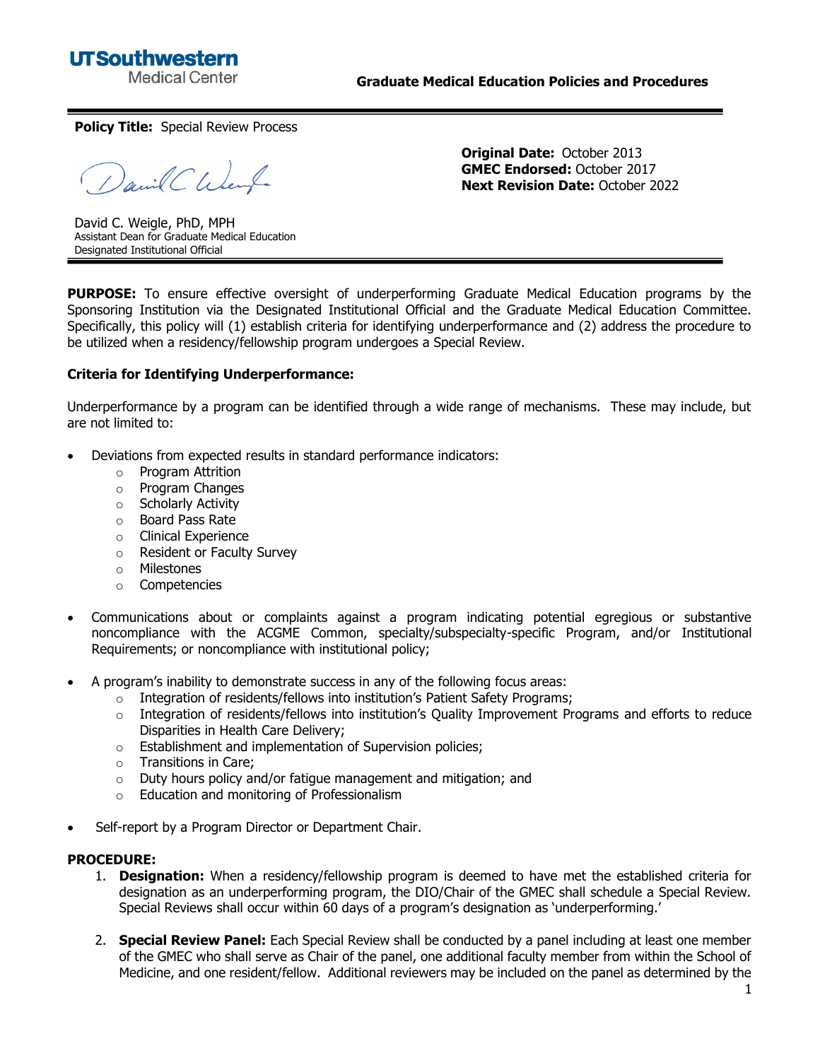UTSouthwestern Medical Center

**Graduate Medical Education Policies and Procedures**

**Policy Title:** Special Review Process

David C. Weigle, PhD, MPH
Assistant Dean for Graduate Medical Education
Designated Institutional Official

**Original Date:** October 2013
**GMEC Endorsed:** October 2017
**Next Revision Date:** October 2022

**PURPOSE:** To ensure effective oversight of underperforming Graduate Medical Education programs by the Sponsoring Institution via the Designated Institutional Official and the Graduate Medical Education Committee. Specifically, this policy will (1) establish criteria for identifying underperformance and (2) address the procedure to be utilized when a residency/fellowship program undergoes a Special Review.

**Criteria for Identifying Underperformance:**

Underperformance by a program can be identified through a wide range of mechanisms. These may include, but are not limited to:

- Deviations from expected results in standard performance indicators:
  - Program Attrition
  - Program Changes
  - Scholarly Activity
  - Board Pass Rate
  - Clinical Experience
  - Resident or Faculty Survey
  - Milestones
  - Competencies
- Communications about or complaints against a program indicating potential egregious or substantive noncompliance with the ACGME Common, specialty/subspecialty-specific Program, and/or Institutional Requirements; or noncompliance with institutional policy;
- A program's inability to demonstrate success in any of the following focus areas:
  - Integration of residents/fellows into institution's Patient Safety Programs;
  - Integration of residents/fellows into institution's Quality Improvement Programs and efforts to reduce Disparities in Health Care Delivery;
  - Establishment and implementation of Supervision policies;
  - Transitions in Care;
  - Duty hours policy and/or fatigue management and mitigation; and
  - Education and monitoring of Professionalism
- Self-report by a Program Director or Department Chair.

**PROCEDURE:**

1. **Designation:** When a residency/fellowship program is deemed to have met the established criteria for designation as an underperforming program, the DIO/Chair of the GMEC shall schedule a Special Review. Special Reviews shall occur within 60 days of a program's designation as 'underperforming.'
2. **Special Review Panel:** Each Special Review shall be conducted by a panel including at least one member of the GMEC who shall serve as Chair of the panel, one additional faculty member from within the School of Medicine, and one resident/fellow. Additional reviewers may be included on the panel as determined by the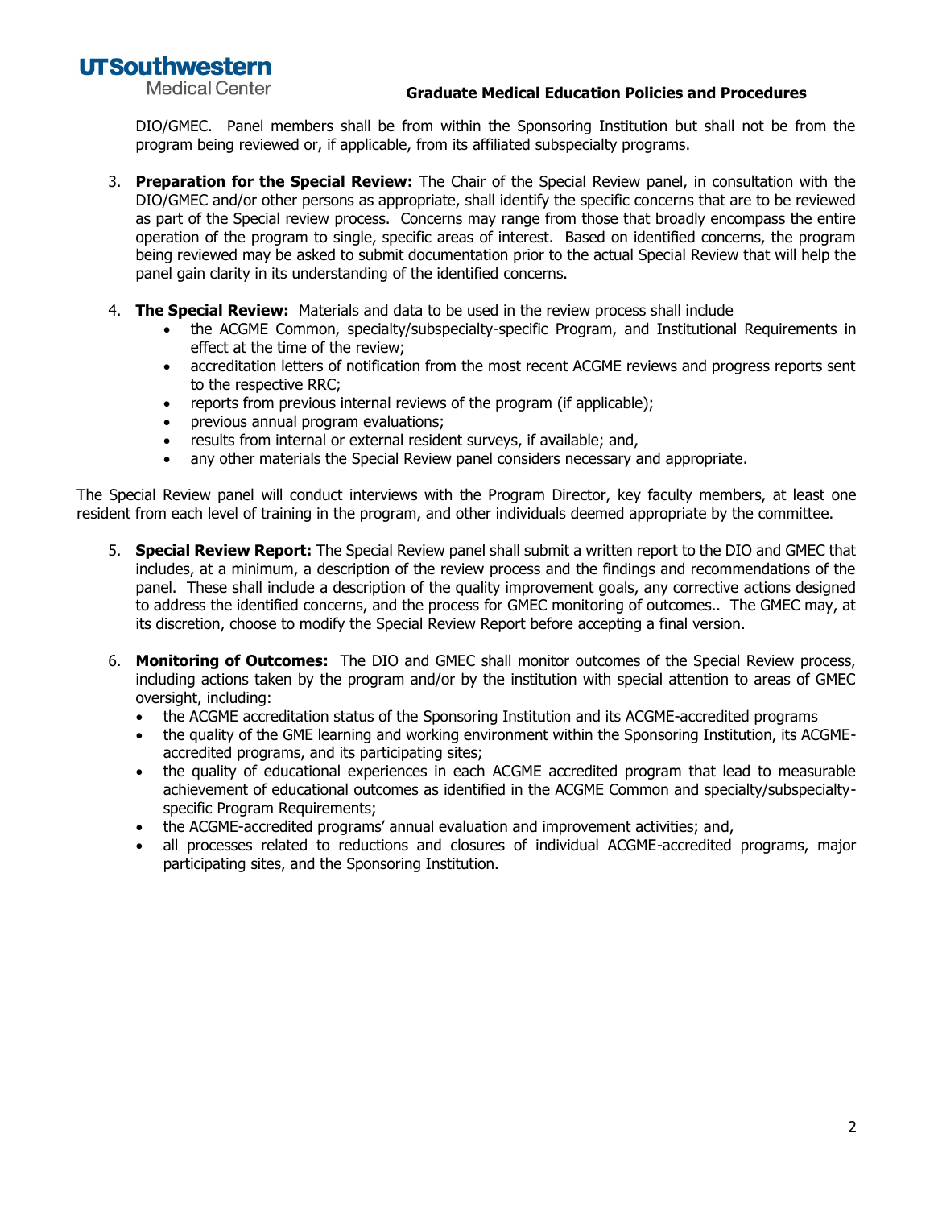DIO/GMEC. Panel members shall be from within the Sponsoring Institution but shall not be from the program being reviewed or, if applicable, from its affiliated subspecialty programs.

3. **Preparation for the Special Review:** The Chair of the Special Review panel, in consultation with the DIO/GMEC and/or other persons as appropriate, shall identify the specific concerns that are to be reviewed as part of the Special review process. Concerns may range from those that broadly encompass the entire operation of the program to single, specific areas of interest. Based on identified concerns, the program being reviewed may be asked to submit documentation prior to the actual Special Review that will help the panel gain clarity in its understanding of the identified concerns.

4. **The Special Review:** Materials and data to be used in the review process shall include
   - the ACGME Common, specialty/subspecialty-specific Program, and Institutional Requirements in effect at the time of the review;
   - accreditation letters of notification from the most recent ACGME reviews and progress reports sent to the respective RRC;
   - reports from previous internal reviews of the program (if applicable);
   - previous annual program evaluations;
   - results from internal or external resident surveys, if available; and,
   - any other materials the Special Review panel considers necessary and appropriate.

The Special Review panel will conduct interviews with the Program Director, key faculty members, at least one resident from each level of training in the program, and other individuals deemed appropriate by the committee.

5. **Special Review Report:** The Special Review panel shall submit a written report to the DIO and GMEC that includes, at a minimum, a description of the review process and the findings and recommendations of the panel. These shall include a description of the quality improvement goals, any corrective actions designed to address the identified concerns, and the process for GMEC monitoring of outcomes.. The GMEC may, at its discretion, choose to modify the Special Review Report before accepting a final version.

6. **Monitoring of Outcomes:** The DIO and GMEC shall monitor outcomes of the Special Review process, including actions taken by the program and/or by the institution with special attention to areas of GMEC oversight, including:
   - the ACGME accreditation status of the Sponsoring Institution and its ACGME-accredited programs
   - the quality of the GME learning and working environment within the Sponsoring Institution, its ACGME-accredited programs, and its participating sites;
   - the quality of educational experiences in each ACGME accredited program that lead to measurable achievement of educational outcomes as identified in the ACGME Common and specialty/subspecialty-specific Program Requirements;
   - the ACGME-accredited programs' annual evaluation and improvement activities; and,
   - all processes related to reductions and closures of individual ACGME-accredited programs, major participating sites, and the Sponsoring Institution.